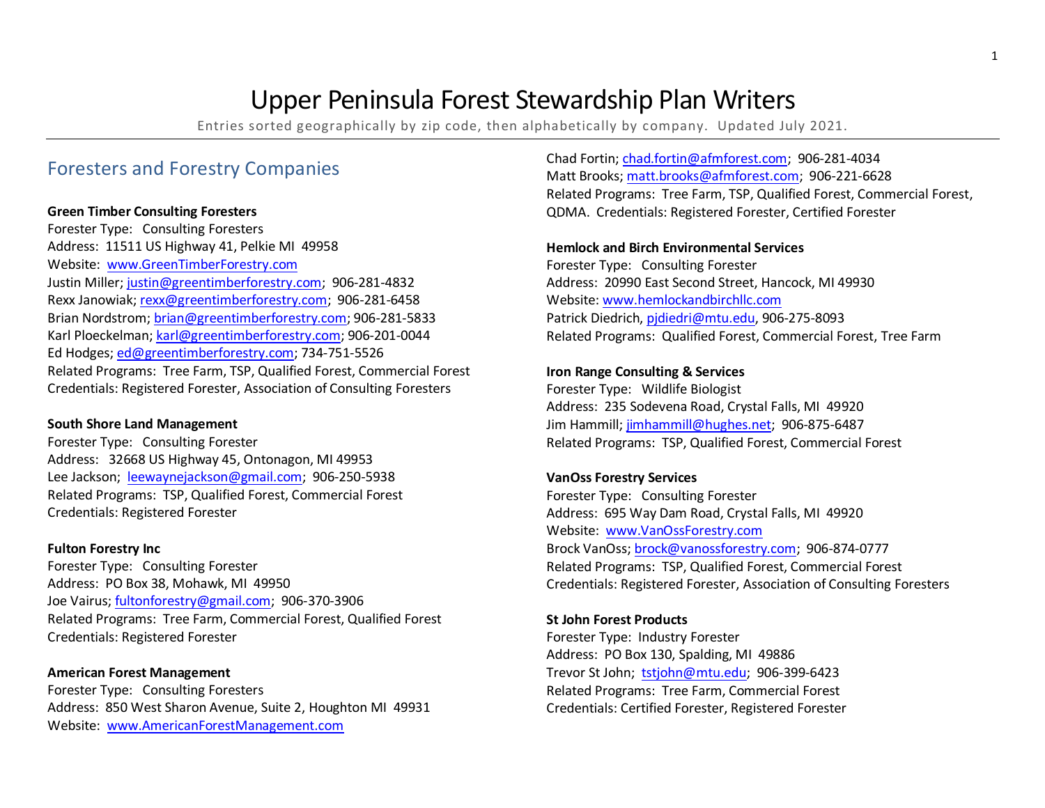# Upper Peninsula Forest Stewardship Plan Writers

Entries sorted geographically by zip code, then alphabetically by company. Updated July 2021.

## Foresters and Forestry Companies

**Green Timber Consulting Foresters**
Forester Type: Consulting Foresters
Address: 11511 US Highway 41, Pelkie MI 49958
Website: www.GreenTimberForestry.com
Justin Miller; justin@greentimberforestry.com; 906-281-4832
Rexx Janowiak; rexx@greentimberforestry.com; 906-281-6458
Brian Nordstrom; brian@greentimberforestry.com; 906-281-5833
Karl Ploeckelman; karl@greentimberforestry.com; 906-201-0044
Ed Hodges; ed@greentimberforestry.com; 734-751-5526
Related Programs: Tree Farm, TSP, Qualified Forest, Commercial Forest
Credentials: Registered Forester, Association of Consulting Foresters

**South Shore Land Management**
Forester Type: Consulting Forester
Address: 32668 US Highway 45, Ontonagon, MI 49953
Lee Jackson; leewaynejackson@gmail.com; 906-250-5938
Related Programs: TSP, Qualified Forest, Commercial Forest
Credentials: Registered Forester

**Fulton Forestry Inc**
Forester Type: Consulting Forester
Address: PO Box 38, Mohawk, MI 49950
Joe Vairus; fultonforestry@gmail.com; 906-370-3906
Related Programs: Tree Farm, Commercial Forest, Qualified Forest
Credentials: Registered Forester

**American Forest Management**
Forester Type: Consulting Foresters
Address: 850 West Sharon Avenue, Suite 2, Houghton MI 49931
Website: www.AmericanForestManagement.com
Chad Fortin; chad.fortin@afmforest.com; 906-281-4034
Matt Brooks; matt.brooks@afmforest.com; 906-221-6628
Related Programs: Tree Farm, TSP, Qualified Forest, Commercial Forest, QDMA. Credentials: Registered Forester, Certified Forester

**Hemlock and Birch Environmental Services**
Forester Type: Consulting Forester
Address: 20990 East Second Street, Hancock, MI 49930
Website: www.hemlockandbirchllc.com
Patrick Diedrich, pjdiedri@mtu.edu, 906-275-8093
Related Programs: Qualified Forest, Commercial Forest, Tree Farm

**Iron Range Consulting & Services**
Forester Type: Wildlife Biologist
Address: 235 Sodevena Road, Crystal Falls, MI 49920
Jim Hammill; jimhammill@hughes.net; 906-875-6487
Related Programs: TSP, Qualified Forest, Commercial Forest

**VanOss Forestry Services**
Forester Type: Consulting Forester
Address: 695 Way Dam Road, Crystal Falls, MI 49920
Website: www.VanOssForestry.com
Brock VanOss; brock@vanossforestry.com; 906-874-0777
Related Programs: TSP, Qualified Forest, Commercial Forest
Credentials: Registered Forester, Association of Consulting Foresters

**St John Forest Products**
Forester Type: Industry Forester
Address: PO Box 130, Spalding, MI 49886
Trevor St John; tstjohn@mtu.edu; 906-399-6423
Related Programs: Tree Farm, Commercial Forest
Credentials: Certified Forester, Registered Forester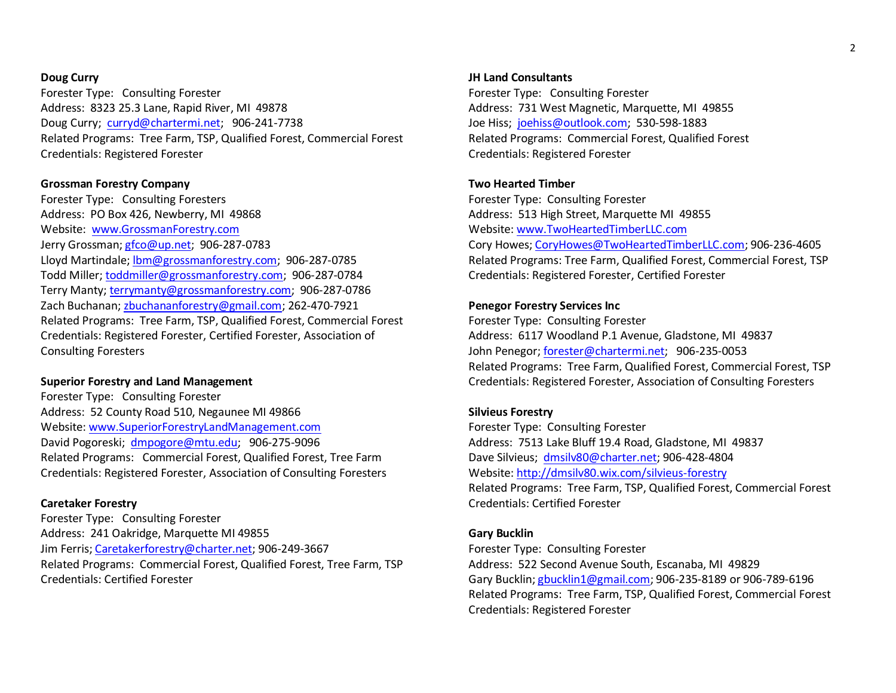**Doug Curry**
Forester Type: Consulting Forester
Address: 8323 25.3 Lane, Rapid River, MI 49878
Doug Curry; curryd@chartermi.net; 906-241-7738
Related Programs: Tree Farm, TSP, Qualified Forest, Commercial Forest
Credentials: Registered Forester

**Grossman Forestry Company**
Forester Type: Consulting Foresters
Address: PO Box 426, Newberry, MI 49868
Website: www.GrossmanForestry.com
Jerry Grossman; gfco@up.net; 906-287-0783
Lloyd Martindale; lbm@grossmanforestry.com; 906-287-0785
Todd Miller; toddmiller@grossmanforestry.com; 906-287-0784
Terry Manty; terrymanty@grossmanforestry.com; 906-287-0786
Zach Buchanan; zbuchananforestry@gmail.com; 262-470-7921
Related Programs: Tree Farm, TSP, Qualified Forest, Commercial Forest
Credentials: Registered Forester, Certified Forester, Association of Consulting Foresters

**Superior Forestry and Land Management**
Forester Type: Consulting Forester
Address: 52 County Road 510, Negaunee MI 49866
Website: www.SuperiorForestryLandManagement.com
David Pogoreski; dmpogore@mtu.edu; 906-275-9096
Related Programs: Commercial Forest, Qualified Forest, Tree Farm
Credentials: Registered Forester, Association of Consulting Foresters

**Caretaker Forestry**
Forester Type: Consulting Forester
Address: 241 Oakridge, Marquette MI 49855
Jim Ferris; Caretakerforestry@charter.net; 906-249-3667
Related Programs: Commercial Forest, Qualified Forest, Tree Farm, TSP
Credentials: Certified Forester

**JH Land Consultants**
Forester Type: Consulting Forester
Address: 731 West Magnetic, Marquette, MI 49855
Joe Hiss; joehiss@outlook.com; 530-598-1883
Related Programs: Commercial Forest, Qualified Forest
Credentials: Registered Forester

**Two Hearted Timber**
Forester Type: Consulting Forester
Address: 513 High Street, Marquette MI 49855
Website: www.TwoHeartedTimberLLC.com
Cory Howes; CoryHowes@TwoHeartedTimberLLC.com; 906-236-4605
Related Programs: Tree Farm, Qualified Forest, Commercial Forest, TSP
Credentials: Registered Forester, Certified Forester

**Penegor Forestry Services Inc**
Forester Type: Consulting Forester
Address: 6117 Woodland P.1 Avenue, Gladstone, MI 49837
John Penegor; forester@chartermi.net; 906-235-0053
Related Programs: Tree Farm, Qualified Forest, Commercial Forest, TSP
Credentials: Registered Forester, Association of Consulting Foresters

**Silvieus Forestry**
Forester Type: Consulting Forester
Address: 7513 Lake Bluff 19.4 Road, Gladstone, MI 49837
Dave Silvieus; dmsilv80@charter.net; 906-428-4804
Website: http://dmsilv80.wix.com/silvieus-forestry
Related Programs: Tree Farm, TSP, Qualified Forest, Commercial Forest
Credentials: Certified Forester

**Gary Bucklin**
Forester Type: Consulting Forester
Address: 522 Second Avenue South, Escanaba, MI 49829
Gary Bucklin; gbucklin1@gmail.com; 906-235-8189 or 906-789-6196
Related Programs: Tree Farm, TSP, Qualified Forest, Commercial Forest
Credentials: Registered Forester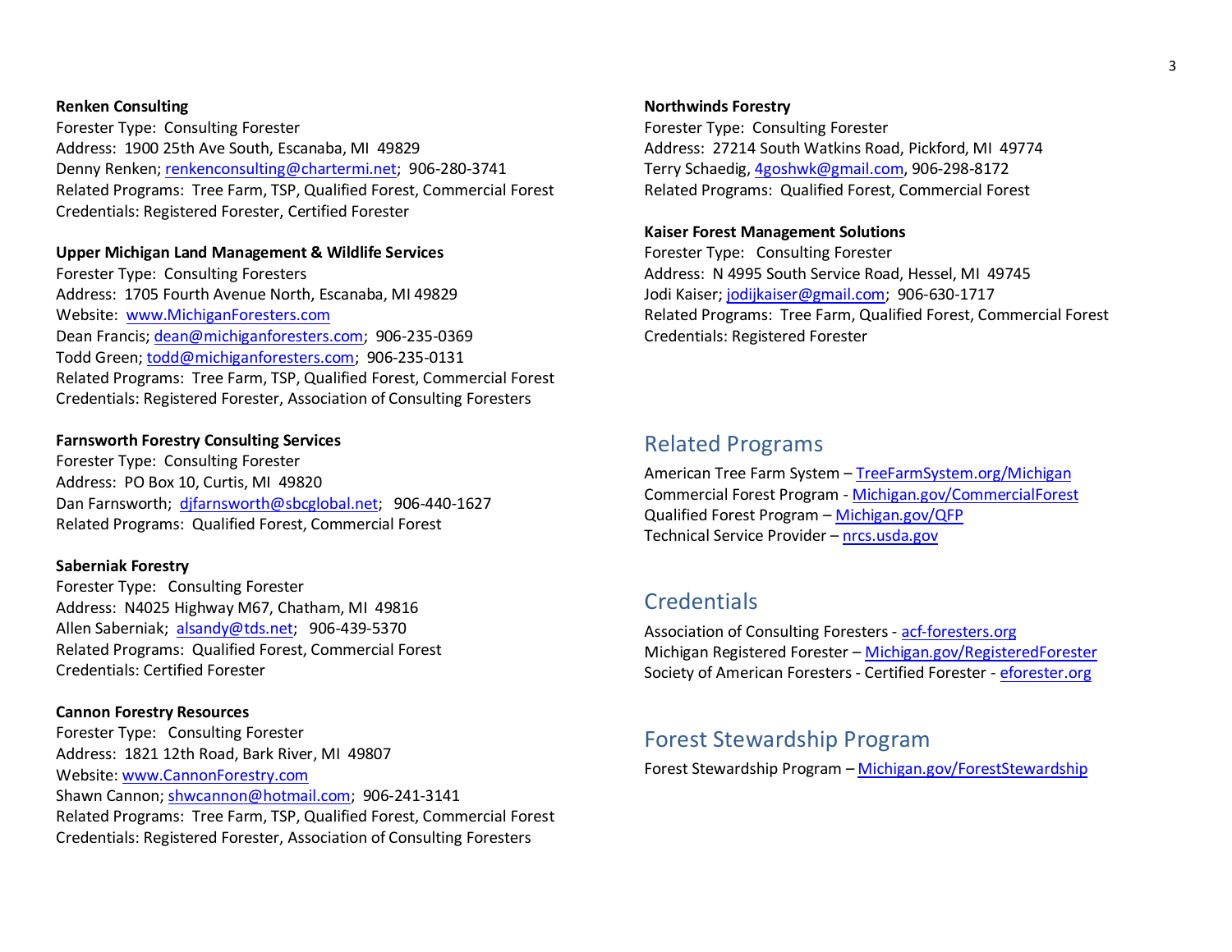**Renken Consulting**
Forester Type: Consulting Forester
Address: 1900 25th Ave South, Escanaba, MI 49829
Denny Renken; renkenconsulting@chartermi.net; 906-280-3741
Related Programs: Tree Farm, TSP, Qualified Forest, Commercial Forest
Credentials: Registered Forester, Certified Forester

**Upper Michigan Land Management & Wildlife Services**
Forester Type: Consulting Foresters
Address: 1705 Fourth Avenue North, Escanaba, MI 49829
Website: www.MichiganForesters.com
Dean Francis; dean@michiganforesters.com; 906-235-0369
Todd Green; todd@michiganforesters.com; 906-235-0131
Related Programs: Tree Farm, TSP, Qualified Forest, Commercial Forest
Credentials: Registered Forester, Association of Consulting Foresters

**Farnsworth Forestry Consulting Services**
Forester Type: Consulting Forester
Address: PO Box 10, Curtis, MI 49820
Dan Farnsworth; djfarnsworth@sbcglobal.net; 906-440-1627
Related Programs: Qualified Forest, Commercial Forest

**Saberniak Forestry**
Forester Type: Consulting Forester
Address: N4025 Highway M67, Chatham, MI 49816
Allen Saberniak; alsandy@tds.net; 906-439-5370
Related Programs: Qualified Forest, Commercial Forest
Credentials: Certified Forester

**Cannon Forestry Resources**
Forester Type: Consulting Forester
Address: 1821 12th Road, Bark River, MI 49807
Website: www.CannonForestry.com
Shawn Cannon; shwcannon@hotmail.com; 906-241-3141
Related Programs: Tree Farm, TSP, Qualified Forest, Commercial Forest
Credentials: Registered Forester, Association of Consulting Foresters

**Northwinds Forestry**
Forester Type: Consulting Forester
Address: 27214 South Watkins Road, Pickford, MI 49774
Terry Schaedig, 4goshwk@gmail.com, 906-298-8172
Related Programs: Qualified Forest, Commercial Forest

**Kaiser Forest Management Solutions**
Forester Type: Consulting Forester
Address: N 4995 South Service Road, Hessel, MI 49745
Jodi Kaiser; jodijkaiser@gmail.com; 906-630-1717
Related Programs: Tree Farm, Qualified Forest, Commercial Forest
Credentials: Registered Forester

## Related Programs

American Tree Farm System – TreeFarmSystem.org/Michigan
Commercial Forest Program - Michigan.gov/CommercialForest
Qualified Forest Program – Michigan.gov/QFP
Technical Service Provider – nrcs.usda.gov

## Credentials

Association of Consulting Foresters - acf-foresters.org
Michigan Registered Forester – Michigan.gov/RegisteredForester
Society of American Foresters - Certified Forester - eforester.org

## Forest Stewardship Program

Forest Stewardship Program – Michigan.gov/ForestStewardship